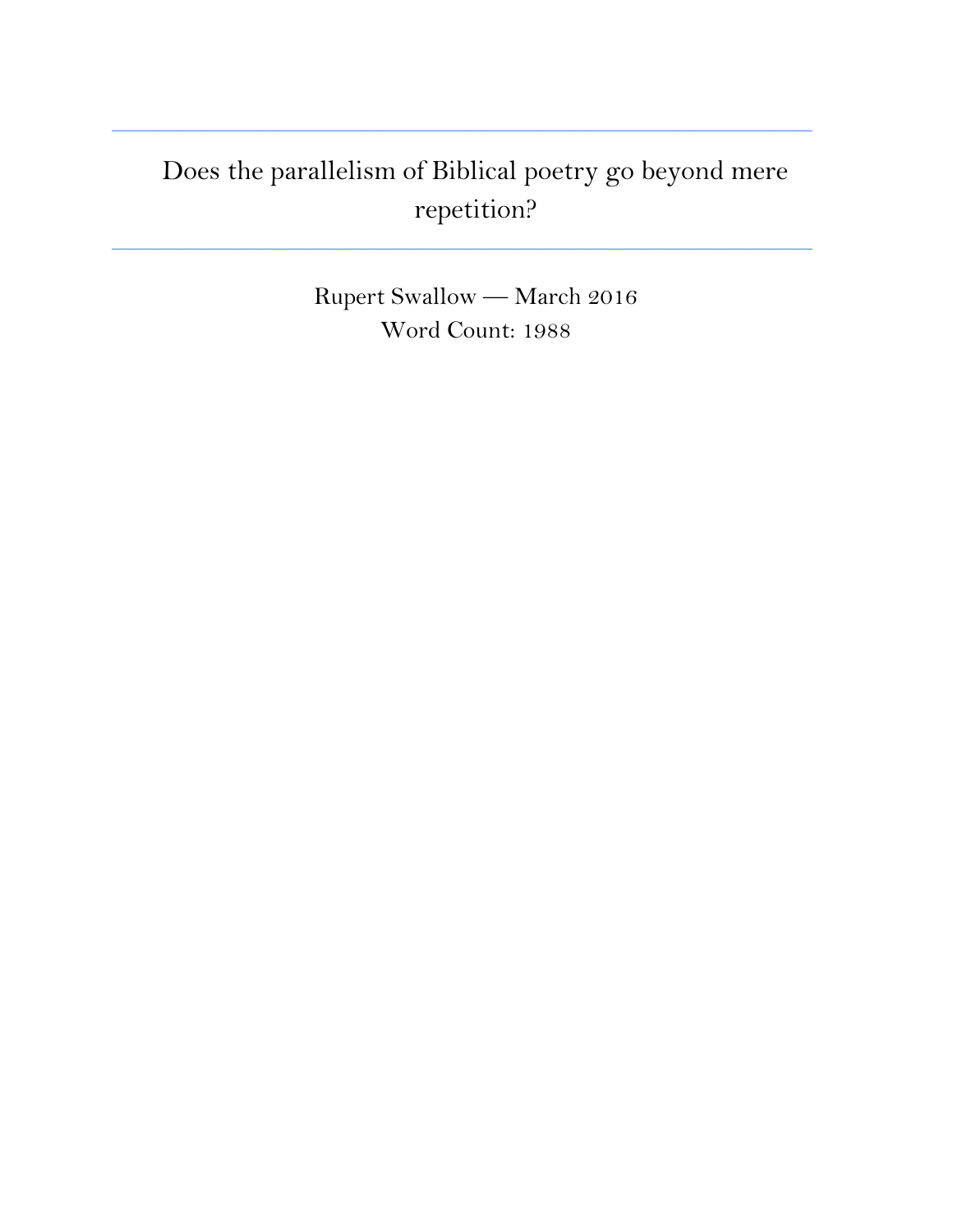# Does the parallelism of Biblical poetry go beyond mere repetition?

Rupert Swallow — March 2016

Word Count: 1988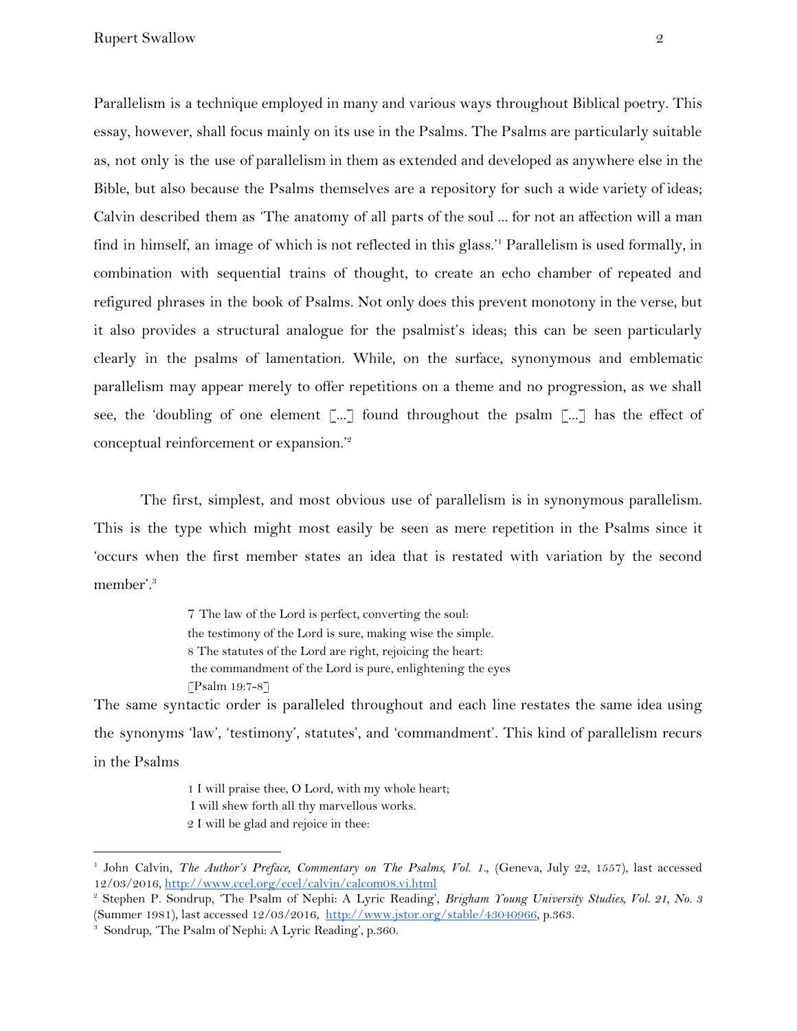Parallelism is a technique employed in many and various ways throughout Biblical poetry. This essay, however, shall focus mainly on its use in the Psalms. The Psalms are particularly suitable as, not only is the use of parallelism in them as extended and developed as anywhere else in the Bible, but also because the Psalms themselves are a repository for such a wide variety of ideas; Calvin described them as 'The anatomy of all parts of the soul ... for not an affection will a man find in himself, an image of which is not reflected in this glass.'[1] Parallelism is used formally, in combination with sequential trains of thought, to create an echo chamber of repeated and refigured phrases in the book of Psalms. Not only does this prevent monotony in the verse, but it also provides a structural analogue for the psalmist's ideas; this can be seen particularly clearly in the psalms of lamentation. While, on the surface, synonymous and emblematic parallelism may appear merely to offer repetitions on a theme and no progression, as we shall see, the 'doubling of one element [...] found throughout the psalm [...] has the effect of conceptual reinforcement or expansion.'[2]

The first, simplest, and most obvious use of parallelism is in synonymous parallelism. This is the type which might most easily be seen as mere repetition in the Psalms since it 'occurs when the first member states an idea that is restated with variation by the second member'.[3]

> 7 The law of the Lord is perfect, converting the soul:
> the testimony of the Lord is sure, making wise the simple.
> 8 The statutes of the Lord are right, rejoicing the heart:
> the commandment of the Lord is pure, enlightening the eyes
> [Psalm 19:7-8]

The same syntactic order is paralleled throughout and each line restates the same idea using the synonyms 'law', 'testimony', statutes', and 'commandment'. This kind of parallelism recurs in the Psalms

> 1 I will praise thee, O Lord, with my whole heart;
> I will shew forth all thy marvellous works.
> 2 I will be glad and rejoice in thee:

---

[1] John Calvin, *The Author's Preface, Commentary on The Psalms, Vol. 1.*, (Geneva, July 22, 1557), last accessed 12/03/2016, http://www.ccel.org/ccel/calvin/calcom08.vi.html

[2] Stephen P. Sondrup, 'The Psalm of Nephi: A Lyric Reading', *Brigham Young University Studies, Vol. 21, No. 3* (Summer 1981), last accessed 12/03/2016, http://www.jstor.org/stable/43040966, p.363.

[3] Sondrup, 'The Psalm of Nephi: A Lyric Reading', p.360.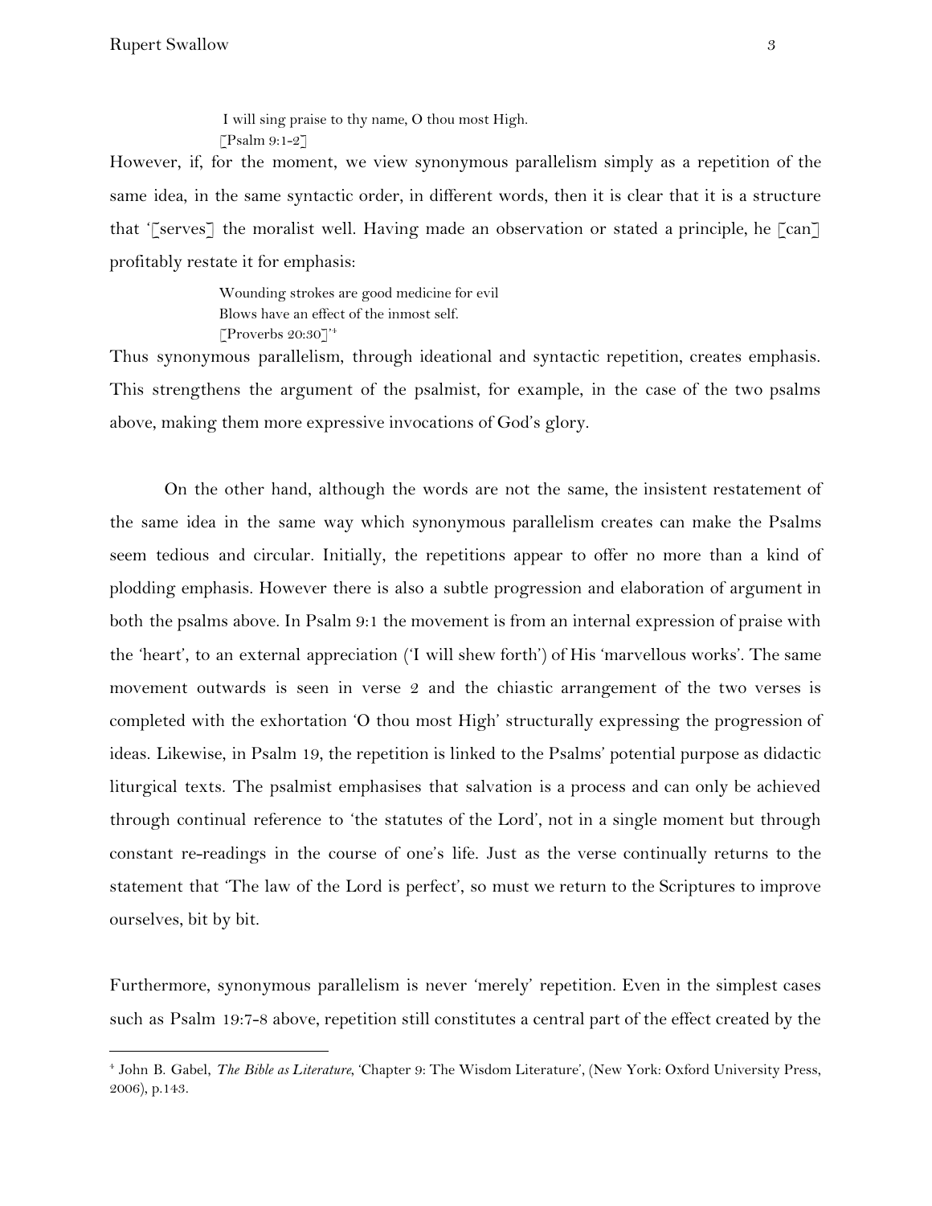> I will sing praise to thy name, O thou most High.
> [Psalm 9:1-2]

However, if, for the moment, we view synonymous parallelism simply as a repetition of the same idea, in the same syntactic order, in different words, then it is clear that it is a structure that '[serves] the moralist well. Having made an observation or stated a principle, he [can] profitably restate it for emphasis:

> Wounding strokes are good medicine for evil
> Blows have an effect of the inmost self.
> [Proverbs 20:30]'[4]

Thus synonymous parallelism, through ideational and syntactic repetition, creates emphasis. This strengthens the argument of the psalmist, for example, in the case of the two psalms above, making them more expressive invocations of God's glory.

On the other hand, although the words are not the same, the insistent restatement of the same idea in the same way which synonymous parallelism creates can make the Psalms seem tedious and circular. Initially, the repetitions appear to offer no more than a kind of plodding emphasis. However there is also a subtle progression and elaboration of argument in both the psalms above. In Psalm 9:1 the movement is from an internal expression of praise with the 'heart', to an external appreciation ('I will shew forth') of His 'marvellous works'. The same movement outwards is seen in verse 2 and the chiastic arrangement of the two verses is completed with the exhortation 'O thou most High' structurally expressing the progression of ideas. Likewise, in Psalm 19, the repetition is linked to the Psalms' potential purpose as didactic liturgical texts. The psalmist emphasises that salvation is a process and can only be achieved through continual reference to 'the statutes of the Lord', not in a single moment but through constant re-readings in the course of one's life. Just as the verse continually returns to the statement that 'The law of the Lord is perfect', so must we return to the Scriptures to improve ourselves, bit by bit.

Furthermore, synonymous parallelism is never 'merely' repetition. Even in the simplest cases such as Psalm 19:7-8 above, repetition still constitutes a central part of the effect created by the

---

[4] John B. Gabel, *The Bible as Literature*, 'Chapter 9: The Wisdom Literature', (New York: Oxford University Press, 2006), p.143.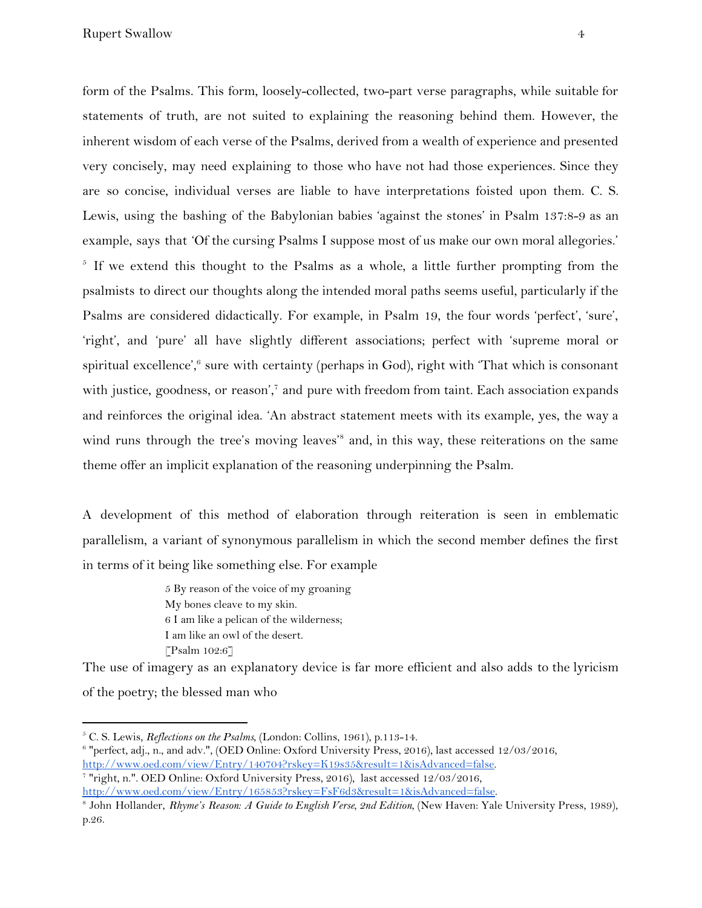form of the Psalms. This form, loosely-collected, two-part verse paragraphs, while suitable for statements of truth, are not suited to explaining the reasoning behind them. However, the inherent wisdom of each verse of the Psalms, derived from a wealth of experience and presented very concisely, may need explaining to those who have not had those experiences. Since they are so concise, individual verses are liable to have interpretations foisted upon them. C. S. Lewis, using the bashing of the Babylonian babies 'against the stones' in Psalm 137:8-9 as an example, says that 'Of the cursing Psalms I suppose most of us make our own moral allegories.' [5] If we extend this thought to the Psalms as a whole, a little further prompting from the psalmists to direct our thoughts along the intended moral paths seems useful, particularly if the Psalms are considered didactically. For example, in Psalm 19, the four words 'perfect', 'sure', 'right', and 'pure' all have slightly different associations; perfect with 'supreme moral or spiritual excellence',[6] sure with certainty (perhaps in God), right with 'That which is consonant with justice, goodness, or reason',[7] and pure with freedom from taint. Each association expands and reinforces the original idea. 'An abstract statement meets with its example, yes, the way a wind runs through the tree's moving leaves'[8] and, in this way, these reiterations on the same theme offer an implicit explanation of the reasoning underpinning the Psalm.

A development of this method of elaboration through reiteration is seen in emblematic parallelism, a variant of synonymous parallelism in which the second member defines the first in terms of it being like something else. For example

> 5 By reason of the voice of my groaning
> My bones cleave to my skin.
> 6 I am like a pelican of the wilderness;
> I am like an owl of the desert.
> [Psalm 102:6]

The use of imagery as an explanatory device is far more efficient and also adds to the lyricism of the poetry; the blessed man who

---

[5] C. S. Lewis, *Reflections on the Psalms*, (London: Collins, 1961), p.113-14.

[6] "perfect, adj., n., and adv.", (OED Online: Oxford University Press, 2016), last accessed 12/03/2016, http://www.oed.com/view/Entry/140704?rskey=K19s35&result=1&isAdvanced=false.

[7] "right, n.". OED Online: Oxford University Press, 2016), last accessed 12/03/2016, http://www.oed.com/view/Entry/165853?rskey=FsF6d3&result=1&isAdvanced=false.

[8] John Hollander, *Rhyme's Reason: A Guide to English Verse, 2nd Edition*, (New Haven: Yale University Press, 1989), p.26.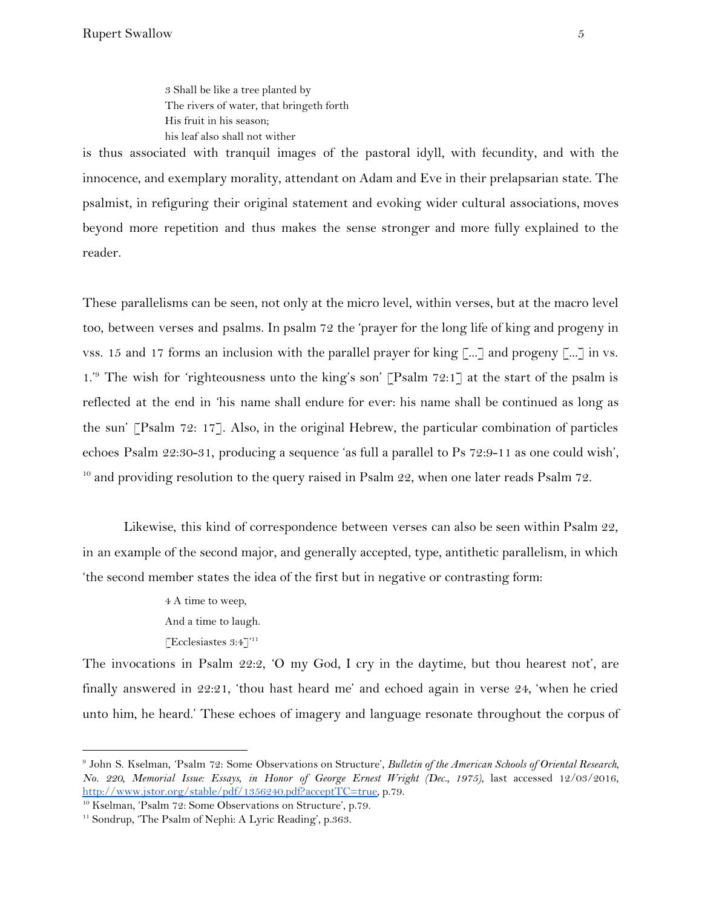> 3 Shall be like a tree planted by
> The rivers of water, that bringeth forth
> His fruit in his season;
> his leaf also shall not wither

is thus associated with tranquil images of the pastoral idyll, with fecundity, and with the innocence, and exemplary morality, attendant on Adam and Eve in their prelapsarian state. The psalmist, in refiguring their original statement and evoking wider cultural associations, moves beyond more repetition and thus makes the sense stronger and more fully explained to the reader.

These parallelisms can be seen, not only at the micro level, within verses, but at the macro level too, between verses and psalms. In psalm 72 the 'prayer for the long life of king and progeny in vss. 15 and 17 forms an inclusion with the parallel prayer for king [...] and progeny [...] in vs. 1.'[9] The wish for 'righteousness unto the king's son' [Psalm 72:1] at the start of the psalm is reflected at the end in 'his name shall endure for ever: his name shall be continued as long as the sun' [Psalm 72: 17]. Also, in the original Hebrew, the particular combination of particles echoes Psalm 22:30-31, producing a sequence 'as full a parallel to Ps 72:9-11 as one could wish', [10] and providing resolution to the query raised in Psalm 22, when one later reads Psalm 72.

Likewise, this kind of correspondence between verses can also be seen within Psalm 22, in an example of the second major, and generally accepted, type, antithetic parallelism, in which 'the second member states the idea of the first but in negative or contrasting form:

> 4 A time to weep,
> And a time to laugh.
> [Ecclesiastes 3:4]'[11]

The invocations in Psalm 22:2, 'O my God, I cry in the daytime, but thou hearest not', are finally answered in 22:21, 'thou hast heard me' and echoed again in verse 24, 'when he cried unto him, he heard.' These echoes of imagery and language resonate throughout the corpus of

---

[9] John S. Kselman, 'Psalm 72: Some Observations on Structure', *Bulletin of the American Schools of Oriental Research, No. 220, Memorial Issue: Essays, in Honor of George Ernest Wright (Dec., 1975)*, last accessed 12/03/2016, http://www.jstor.org/stable/pdf/1356240.pdf?acceptTC=true, p.79.

[10] Kselman, 'Psalm 72: Some Observations on Structure', p.79.

[11] Sondrup, 'The Psalm of Nephi: A Lyric Reading', p.363.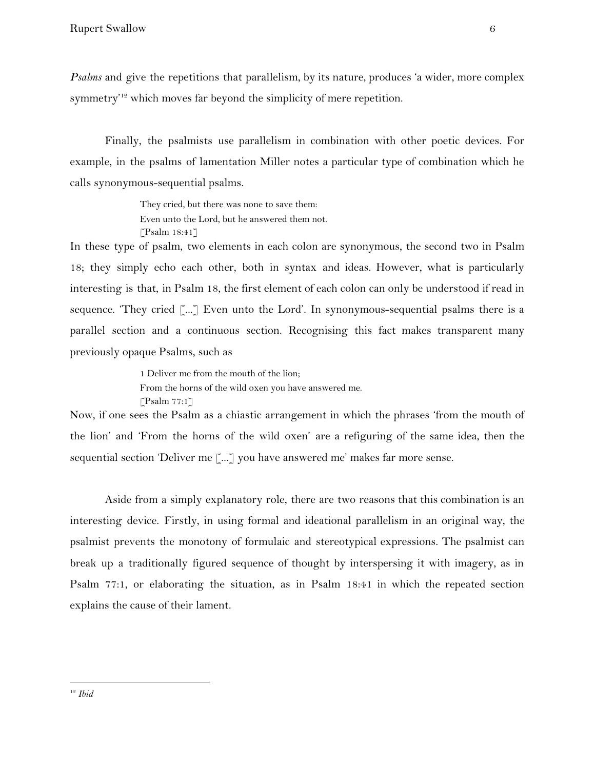*Psalms* and give the repetitions that parallelism, by its nature, produces 'a wider, more complex symmetry'[12] which moves far beyond the simplicity of mere repetition.

Finally, the psalmists use parallelism in combination with other poetic devices. For example, in the psalms of lamentation Miller notes a particular type of combination which he calls synonymous-sequential psalms.

> They cried, but there was none to save them:
> Even unto the Lord, but he answered them not.
> [Psalm 18:41]

In these type of psalm, two elements in each colon are synonymous, the second two in Psalm 18; they simply echo each other, both in syntax and ideas. However, what is particularly interesting is that, in Psalm 18, the first element of each colon can only be understood if read in sequence. 'They cried [...] Even unto the Lord'. In synonymous-sequential psalms there is a parallel section and a continuous section. Recognising this fact makes transparent many previously opaque Psalms, such as

> 1 Deliver me from the mouth of the lion;
> From the horns of the wild oxen you have answered me.
> [Psalm 77:1]

Now, if one sees the Psalm as a chiastic arrangement in which the phrases 'from the mouth of the lion' and 'From the horns of the wild oxen' are a refiguring of the same idea, then the sequential section 'Deliver me [...] you have answered me' makes far more sense.

Aside from a simply explanatory role, there are two reasons that this combination is an interesting device. Firstly, in using formal and ideational parallelism in an original way, the psalmist prevents the monotony of formulaic and stereotypical expressions. The psalmist can break up a traditionally figured sequence of thought by interspersing it with imagery, as in Psalm 77:1, or elaborating the situation, as in Psalm 18:41 in which the repeated section explains the cause of their lament.

[12] *Ibid*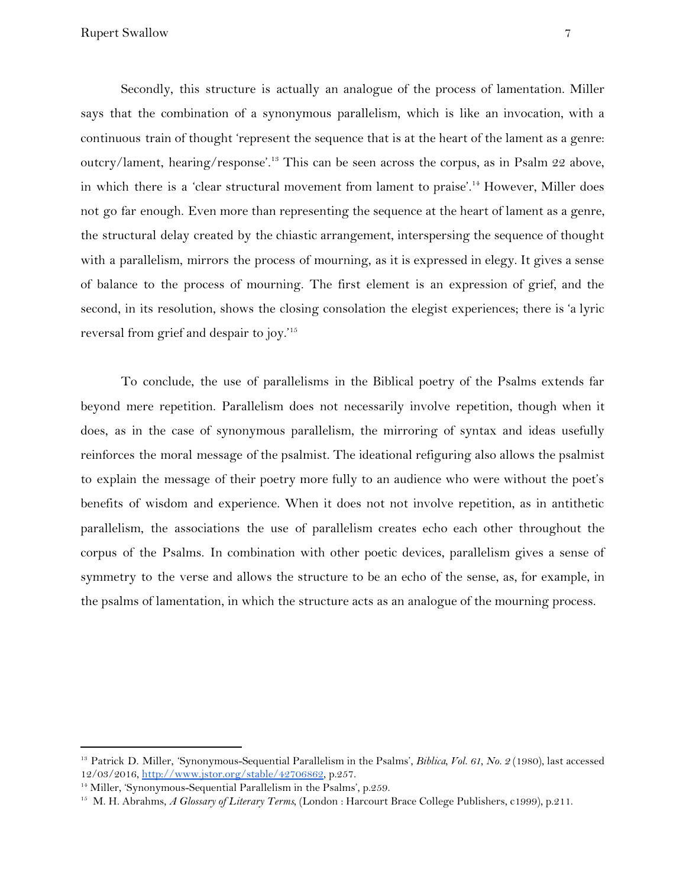Secondly, this structure is actually an analogue of the process of lamentation. Miller says that the combination of a synonymous parallelism, which is like an invocation, with a continuous train of thought 'represent the sequence that is at the heart of the lament as a genre: outcry/lament, hearing/response'.[13] This can be seen across the corpus, as in Psalm 22 above, in which there is a 'clear structural movement from lament to praise'.[14] However, Miller does not go far enough. Even more than representing the sequence at the heart of lament as a genre, the structural delay created by the chiastic arrangement, interspersing the sequence of thought with a parallelism, mirrors the process of mourning, as it is expressed in elegy. It gives a sense of balance to the process of mourning. The first element is an expression of grief, and the second, in its resolution, shows the closing consolation the elegist experiences; there is 'a lyric reversal from grief and despair to joy.'[15]

To conclude, the use of parallelisms in the Biblical poetry of the Psalms extends far beyond mere repetition. Parallelism does not necessarily involve repetition, though when it does, as in the case of synonymous parallelism, the mirroring of syntax and ideas usefully reinforces the moral message of the psalmist. The ideational refiguring also allows the psalmist to explain the message of their poetry more fully to an audience who were without the poet's benefits of wisdom and experience. When it does not not involve repetition, as in antithetic parallelism, the associations the use of parallelism creates echo each other throughout the corpus of the Psalms. In combination with other poetic devices, parallelism gives a sense of symmetry to the verse and allows the structure to be an echo of the sense, as, for example, in the psalms of lamentation, in which the structure acts as an analogue of the mourning process.

---

[13] Patrick D. Miller, 'Synonymous-Sequential Parallelism in the Psalms', *Biblica, Vol. 61, No. 2* (1980), last accessed 12/03/2016, http://www.jstor.org/stable/42706862, p.257.

[14] Miller, 'Synonymous-Sequential Parallelism in the Psalms', p.259.

[15] M. H. Abrahms, *A Glossary of Literary Terms*, (London : Harcourt Brace College Publishers, c1999), p.211.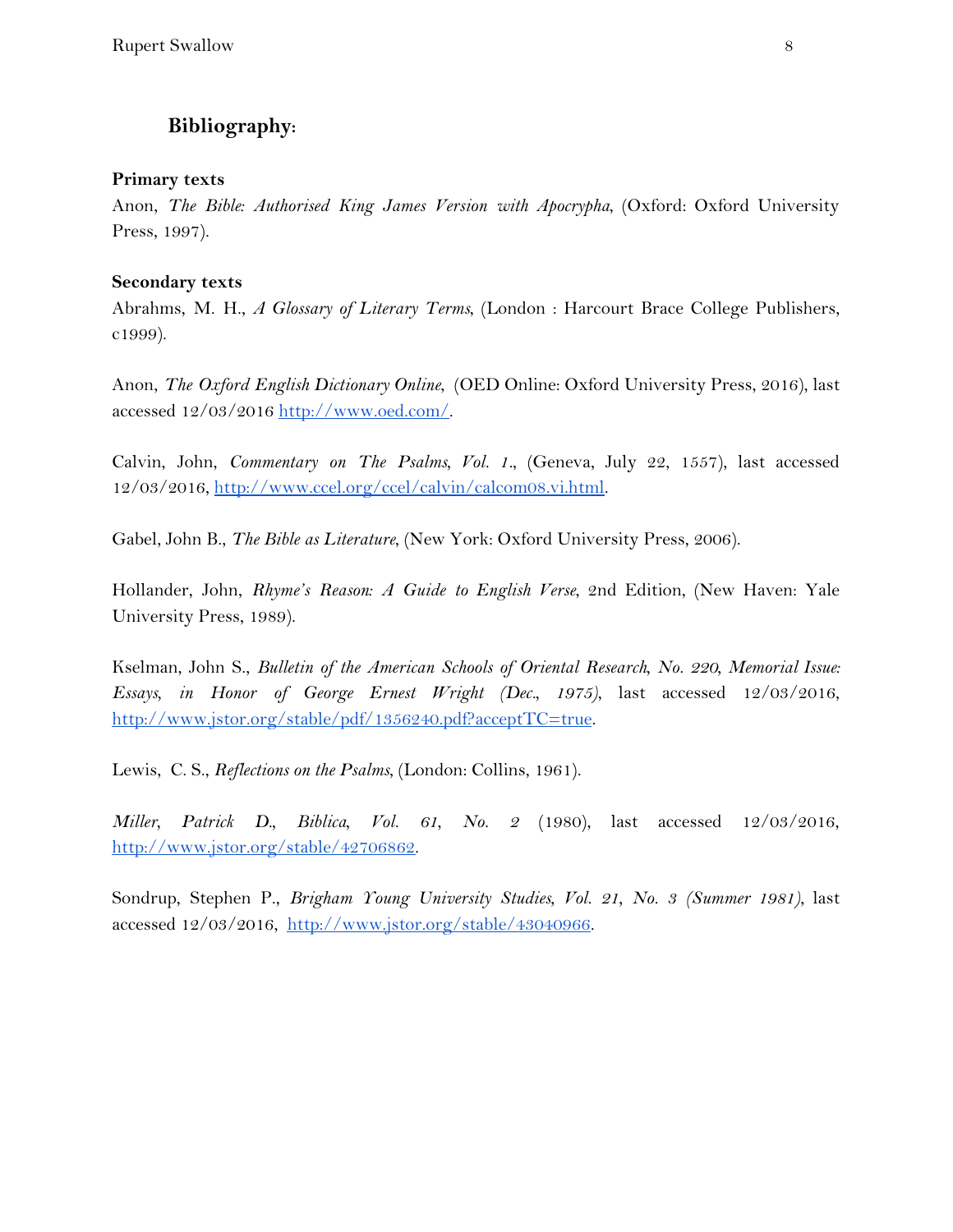## **Bibliography**:

### Primary texts

Anon, *The Bible: Authorised King James Version with Apocrypha*, (Oxford: Oxford University Press, 1997).

### Secondary texts

Abrahms, M. H., *A Glossary of Literary Terms*, (London : Harcourt Brace College Publishers, c1999).

Anon, *The Oxford English Dictionary Online*, (OED Online: Oxford University Press, 2016), last accessed 12/03/2016 http://www.oed.com/.

Calvin, John, *Commentary on The Psalms, Vol. 1.*, (Geneva, July 22, 1557), last accessed 12/03/2016, http://www.ccel.org/ccel/calvin/calcom08.vi.html.

Gabel, John B., *The Bible as Literature*, (New York: Oxford University Press, 2006).

Hollander, John, *Rhyme's Reason: A Guide to English Verse*, 2nd Edition, (New Haven: Yale University Press, 1989).

Kselman, John S., *Bulletin of the American Schools of Oriental Research, No. 220, Memorial Issue: Essays, in Honor of George Ernest Wright (Dec., 1975)*, last accessed 12/03/2016, http://www.jstor.org/stable/pdf/1356240.pdf?acceptTC=true.

Lewis, C. S., *Reflections on the Psalms*, (London: Collins, 1961).

*Miller, Patrick D., Biblica, Vol. 61, No. 2* (1980), last accessed 12/03/2016, http://www.jstor.org/stable/42706862.

Sondrup, Stephen P., *Brigham Young University Studies, Vol. 21, No. 3 (Summer 1981)*, last accessed 12/03/2016, http://www.jstor.org/stable/43040966.